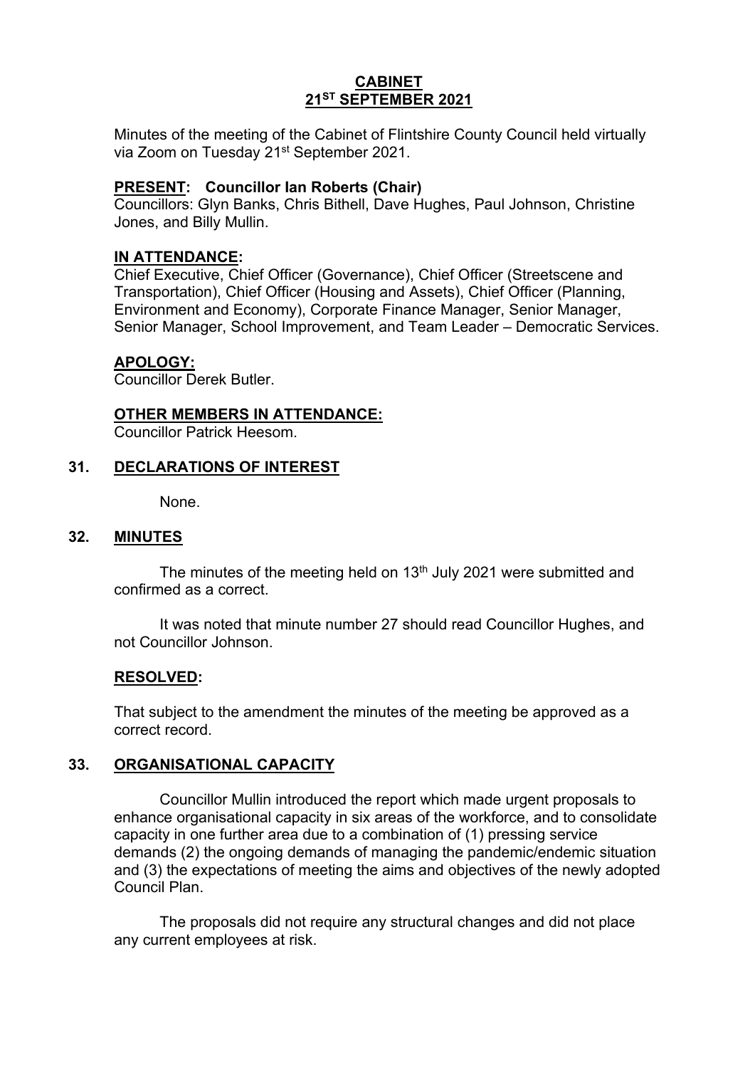# CABINET
## 21ST SEPTEMBER 2021

Minutes of the meeting of the Cabinet of Flintshire County Council held virtually via Zoom on Tuesday 21st September 2021.

**PRESENT: Councillor Ian Roberts (Chair)**
Councillors: Glyn Banks, Chris Bithell, Dave Hughes, Paul Johnson, Christine Jones, and Billy Mullin.

**IN ATTENDANCE:**
Chief Executive, Chief Officer (Governance), Chief Officer (Streetscene and Transportation), Chief Officer (Housing and Assets), Chief Officer (Planning, Environment and Economy), Corporate Finance Manager, Senior Manager, Senior Manager, School Improvement, and Team Leader – Democratic Services.

**APOLOGY:**
Councillor Derek Butler.

**OTHER MEMBERS IN ATTENDANCE:**
Councillor Patrick Heesom.

## 31. DECLARATIONS OF INTEREST

None.

## 32. MINUTES

The minutes of the meeting held on 13th July 2021 were submitted and confirmed as a correct.

It was noted that minute number 27 should read Councillor Hughes, and not Councillor Johnson.

**RESOLVED:**

That subject to the amendment the minutes of the meeting be approved as a correct record.

## 33. ORGANISATIONAL CAPACITY

Councillor Mullin introduced the report which made urgent proposals to enhance organisational capacity in six areas of the workforce, and to consolidate capacity in one further area due to a combination of (1) pressing service demands (2) the ongoing demands of managing the pandemic/endemic situation and (3) the expectations of meeting the aims and objectives of the newly adopted Council Plan.

The proposals did not require any structural changes and did not place any current employees at risk.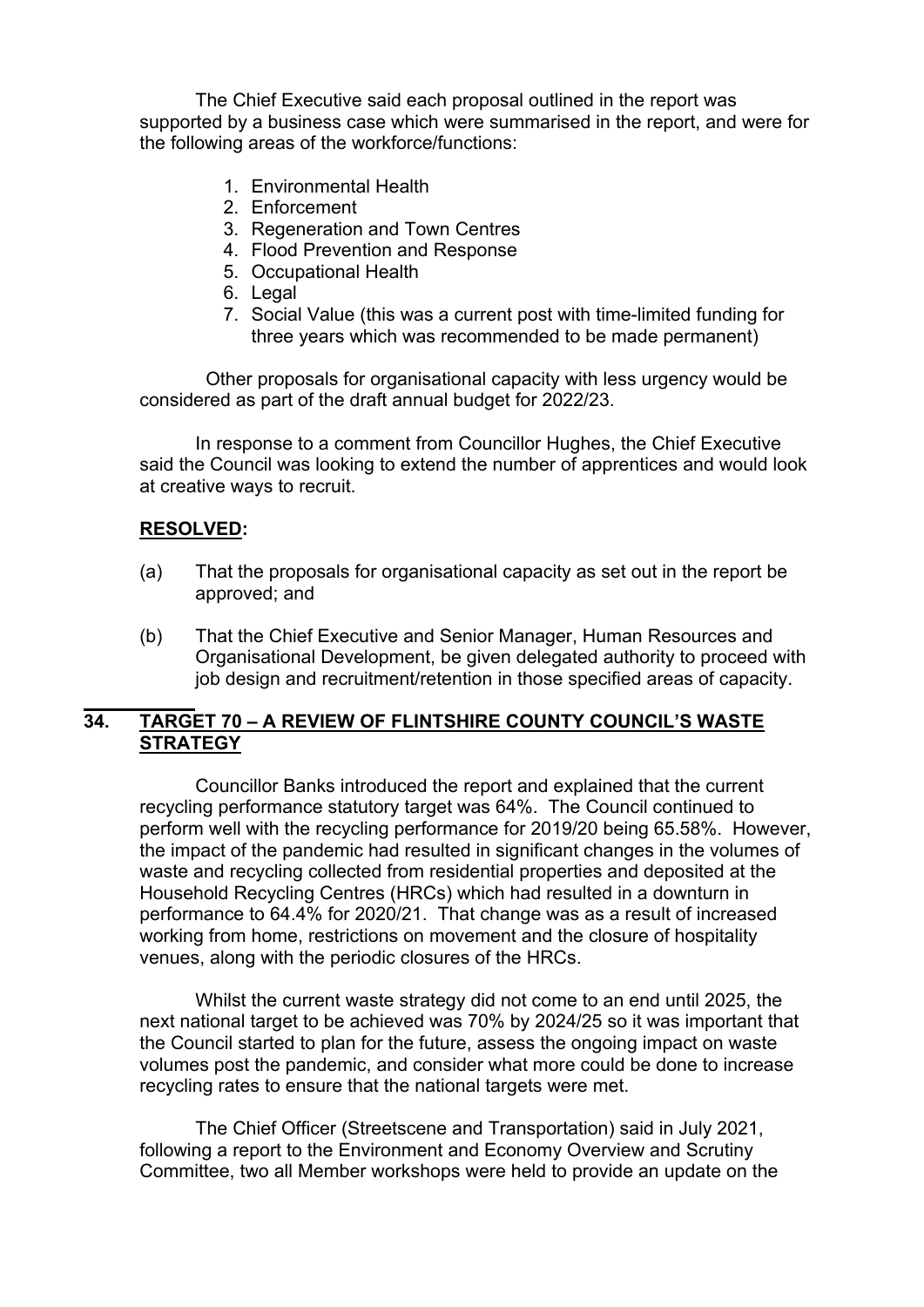The Chief Executive said each proposal outlined in the report was supported by a business case which were summarised in the report, and were for the following areas of the workforce/functions:

1. Environmental Health
2. Enforcement
3. Regeneration and Town Centres
4. Flood Prevention and Response
5. Occupational Health
6. Legal
7. Social Value (this was a current post with time-limited funding for three years which was recommended to be made permanent)

Other proposals for organisational capacity with less urgency would be considered as part of the draft annual budget for 2022/23.

In response to a comment from Councillor Hughes, the Chief Executive said the Council was looking to extend the number of apprentices and would look at creative ways to recruit.

**RESOLVED:**

(a) That the proposals for organisational capacity as set out in the report be approved; and

(b) That the Chief Executive and Senior Manager, Human Resources and Organisational Development, be given delegated authority to proceed with job design and recruitment/retention in those specified areas of capacity.

## 34. TARGET 70 – A REVIEW OF FLINTSHIRE COUNTY COUNCIL'S WASTE STRATEGY

Councillor Banks introduced the report and explained that the current recycling performance statutory target was 64%. The Council continued to perform well with the recycling performance for 2019/20 being 65.58%. However, the impact of the pandemic had resulted in significant changes in the volumes of waste and recycling collected from residential properties and deposited at the Household Recycling Centres (HRCs) which had resulted in a downturn in performance to 64.4% for 2020/21. That change was as a result of increased working from home, restrictions on movement and the closure of hospitality venues, along with the periodic closures of the HRCs.

Whilst the current waste strategy did not come to an end until 2025, the next national target to be achieved was 70% by 2024/25 so it was important that the Council started to plan for the future, assess the ongoing impact on waste volumes post the pandemic, and consider what more could be done to increase recycling rates to ensure that the national targets were met.

The Chief Officer (Streetscene and Transportation) said in July 2021, following a report to the Environment and Economy Overview and Scrutiny Committee, two all Member workshops were held to provide an update on the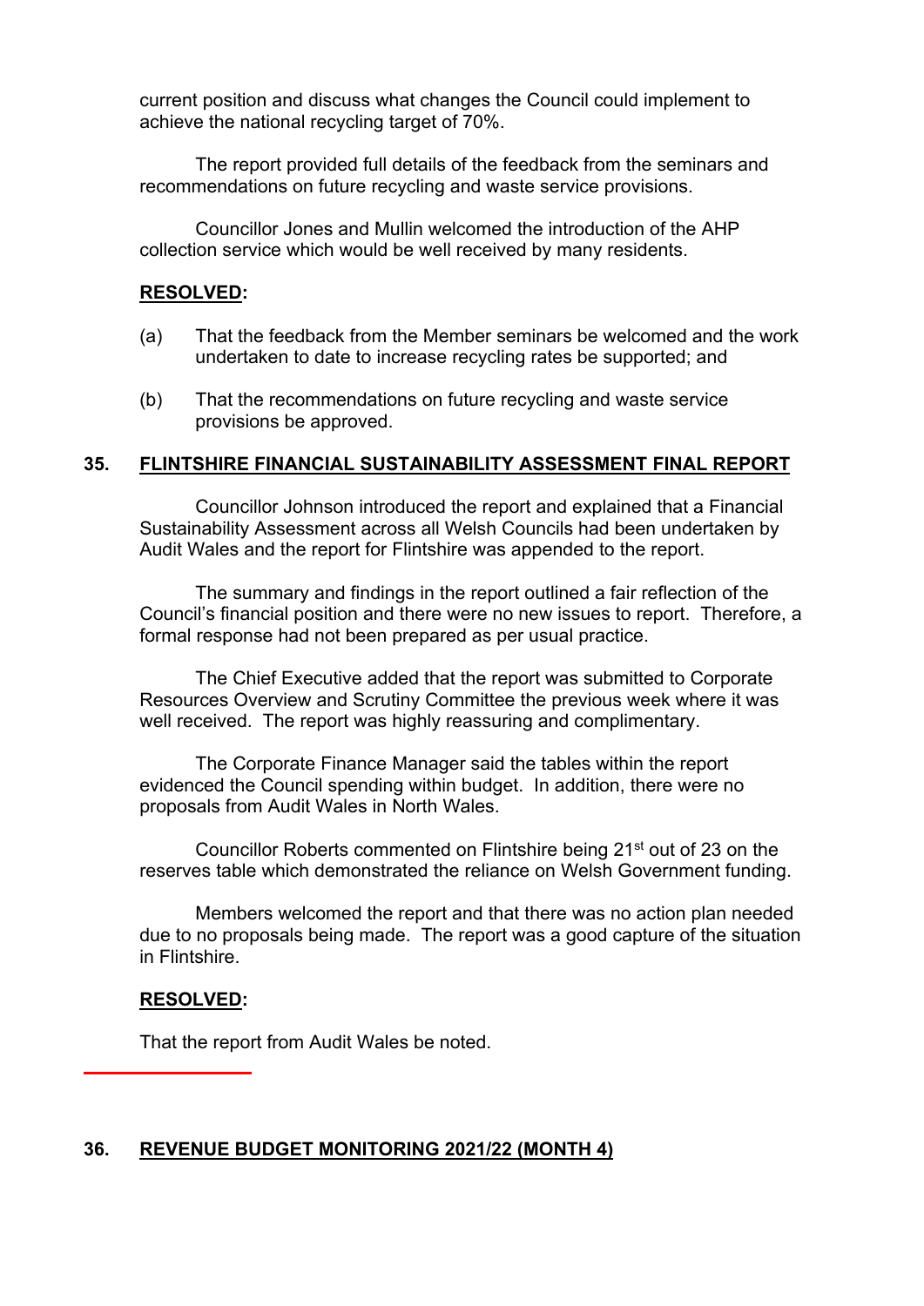current position and discuss what changes the Council could implement to achieve the national recycling target of 70%.

The report provided full details of the feedback from the seminars and recommendations on future recycling and waste service provisions.

Councillor Jones and Mullin welcomed the introduction of the AHP collection service which would be well received by many residents.

**RESOLVED:**

(a) That the feedback from the Member seminars be welcomed and the work undertaken to date to increase recycling rates be supported; and

(b) That the recommendations on future recycling and waste service provisions be approved.

## 35. FLINTSHIRE FINANCIAL SUSTAINABILITY ASSESSMENT FINAL REPORT

Councillor Johnson introduced the report and explained that a Financial Sustainability Assessment across all Welsh Councils had been undertaken by Audit Wales and the report for Flintshire was appended to the report.

The summary and findings in the report outlined a fair reflection of the Council's financial position and there were no new issues to report. Therefore, a formal response had not been prepared as per usual practice.

The Chief Executive added that the report was submitted to Corporate Resources Overview and Scrutiny Committee the previous week where it was well received. The report was highly reassuring and complimentary.

The Corporate Finance Manager said the tables within the report evidenced the Council spending within budget. In addition, there were no proposals from Audit Wales in North Wales.

Councillor Roberts commented on Flintshire being 21st out of 23 on the reserves table which demonstrated the reliance on Welsh Government funding.

Members welcomed the report and that there was no action plan needed due to no proposals being made. The report was a good capture of the situation in Flintshire.

**RESOLVED:**

That the report from Audit Wales be noted.

## 36. REVENUE BUDGET MONITORING 2021/22 (MONTH 4)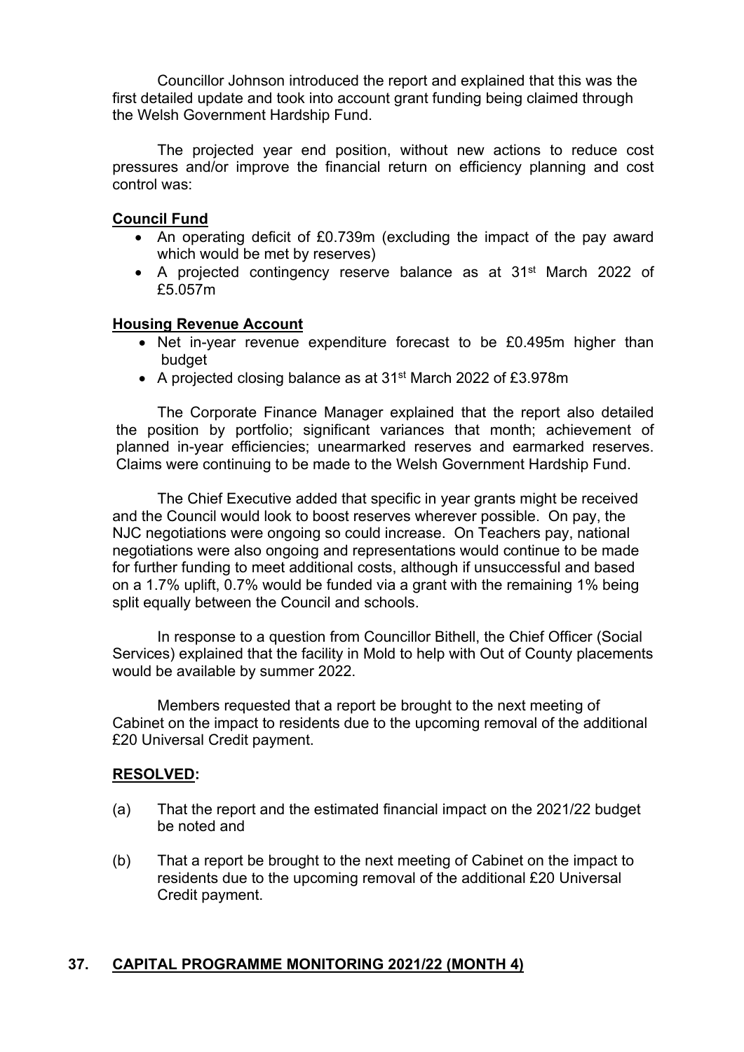Councillor Johnson introduced the report and explained that this was the first detailed update and took into account grant funding being claimed through the Welsh Government Hardship Fund.

The projected year end position, without new actions to reduce cost pressures and/or improve the financial return on efficiency planning and cost control was:

**Council Fund**

- An operating deficit of £0.739m (excluding the impact of the pay award which would be met by reserves)
- A projected contingency reserve balance as at 31st March 2022 of £5.057m

**Housing Revenue Account**

- Net in-year revenue expenditure forecast to be £0.495m higher than budget
- A projected closing balance as at 31st March 2022 of £3.978m

The Corporate Finance Manager explained that the report also detailed the position by portfolio; significant variances that month; achievement of planned in-year efficiencies; unearmarked reserves and earmarked reserves. Claims were continuing to be made to the Welsh Government Hardship Fund.

The Chief Executive added that specific in year grants might be received and the Council would look to boost reserves wherever possible. On pay, the NJC negotiations were ongoing so could increase. On Teachers pay, national negotiations were also ongoing and representations would continue to be made for further funding to meet additional costs, although if unsuccessful and based on a 1.7% uplift, 0.7% would be funded via a grant with the remaining 1% being split equally between the Council and schools.

In response to a question from Councillor Bithell, the Chief Officer (Social Services) explained that the facility in Mold to help with Out of County placements would be available by summer 2022.

Members requested that a report be brought to the next meeting of Cabinet on the impact to residents due to the upcoming removal of the additional £20 Universal Credit payment.

**RESOLVED:**

(a) That the report and the estimated financial impact on the 2021/22 budget be noted and

(b) That a report be brought to the next meeting of Cabinet on the impact to residents due to the upcoming removal of the additional £20 Universal Credit payment.

## 37. CAPITAL PROGRAMME MONITORING 2021/22 (MONTH 4)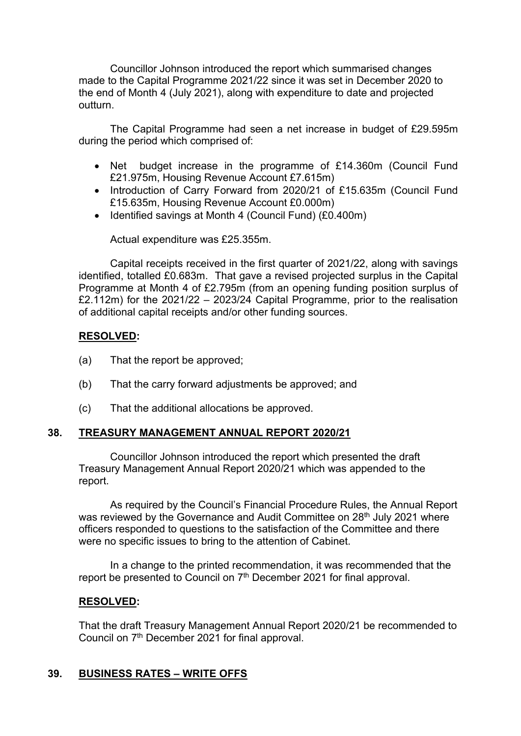Councillor Johnson introduced the report which summarised changes made to the Capital Programme 2021/22 since it was set in December 2020 to the end of Month 4 (July 2021), along with expenditure to date and projected outturn.

The Capital Programme had seen a net increase in budget of £29.595m during the period which comprised of:

- Net budget increase in the programme of £14.360m (Council Fund £21.975m, Housing Revenue Account £7.615m)
- Introduction of Carry Forward from 2020/21 of £15.635m (Council Fund £15.635m, Housing Revenue Account £0.000m)
- Identified savings at Month 4 (Council Fund) (£0.400m)

Actual expenditure was £25.355m.

Capital receipts received in the first quarter of 2021/22, along with savings identified, totalled £0.683m. That gave a revised projected surplus in the Capital Programme at Month 4 of £2.795m (from an opening funding position surplus of £2.112m) for the 2021/22 – 2023/24 Capital Programme, prior to the realisation of additional capital receipts and/or other funding sources.

**RESOLVED:**

(a) That the report be approved;

(b) That the carry forward adjustments be approved; and

(c) That the additional allocations be approved.

## 38. TREASURY MANAGEMENT ANNUAL REPORT 2020/21

Councillor Johnson introduced the report which presented the draft Treasury Management Annual Report 2020/21 which was appended to the report.

As required by the Council's Financial Procedure Rules, the Annual Report was reviewed by the Governance and Audit Committee on 28th July 2021 where officers responded to questions to the satisfaction of the Committee and there were no specific issues to bring to the attention of Cabinet.

In a change to the printed recommendation, it was recommended that the report be presented to Council on 7th December 2021 for final approval.

**RESOLVED:**

That the draft Treasury Management Annual Report 2020/21 be recommended to Council on 7th December 2021 for final approval.

## 39. BUSINESS RATES – WRITE OFFS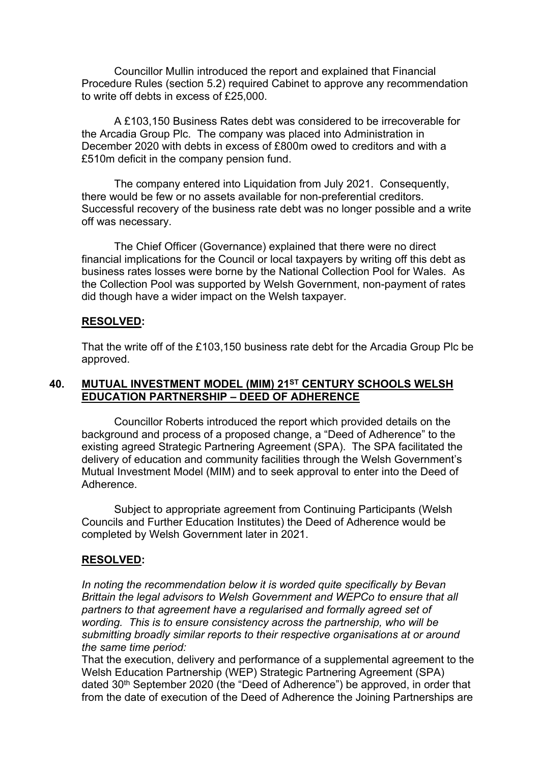Councillor Mullin introduced the report and explained that Financial Procedure Rules (section 5.2) required Cabinet to approve any recommendation to write off debts in excess of £25,000.

A £103,150 Business Rates debt was considered to be irrecoverable for the Arcadia Group Plc. The company was placed into Administration in December 2020 with debts in excess of £800m owed to creditors and with a £510m deficit in the company pension fund.

The company entered into Liquidation from July 2021. Consequently, there would be few or no assets available for non-preferential creditors. Successful recovery of the business rate debt was no longer possible and a write off was necessary.

The Chief Officer (Governance) explained that there were no direct financial implications for the Council or local taxpayers by writing off this debt as business rates losses were borne by the National Collection Pool for Wales. As the Collection Pool was supported by Welsh Government, non-payment of rates did though have a wider impact on the Welsh taxpayer.

**RESOLVED:**

That the write off of the £103,150 business rate debt for the Arcadia Group Plc be approved.

## 40. MUTUAL INVESTMENT MODEL (MIM) 21ST CENTURY SCHOOLS WELSH EDUCATION PARTNERSHIP – DEED OF ADHERENCE

Councillor Roberts introduced the report which provided details on the background and process of a proposed change, a "Deed of Adherence" to the existing agreed Strategic Partnering Agreement (SPA). The SPA facilitated the delivery of education and community facilities through the Welsh Government's Mutual Investment Model (MIM) and to seek approval to enter into the Deed of Adherence.

Subject to appropriate agreement from Continuing Participants (Welsh Councils and Further Education Institutes) the Deed of Adherence would be completed by Welsh Government later in 2021.

**RESOLVED:**

*In noting the recommendation below it is worded quite specifically by Bevan Brittain the legal advisors to Welsh Government and WEPCo to ensure that all partners to that agreement have a regularised and formally agreed set of wording. This is to ensure consistency across the partnership, who will be submitting broadly similar reports to their respective organisations at or around the same time period:*

That the execution, delivery and performance of a supplemental agreement to the Welsh Education Partnership (WEP) Strategic Partnering Agreement (SPA) dated 30th September 2020 (the "Deed of Adherence") be approved, in order that from the date of execution of the Deed of Adherence the Joining Partnerships are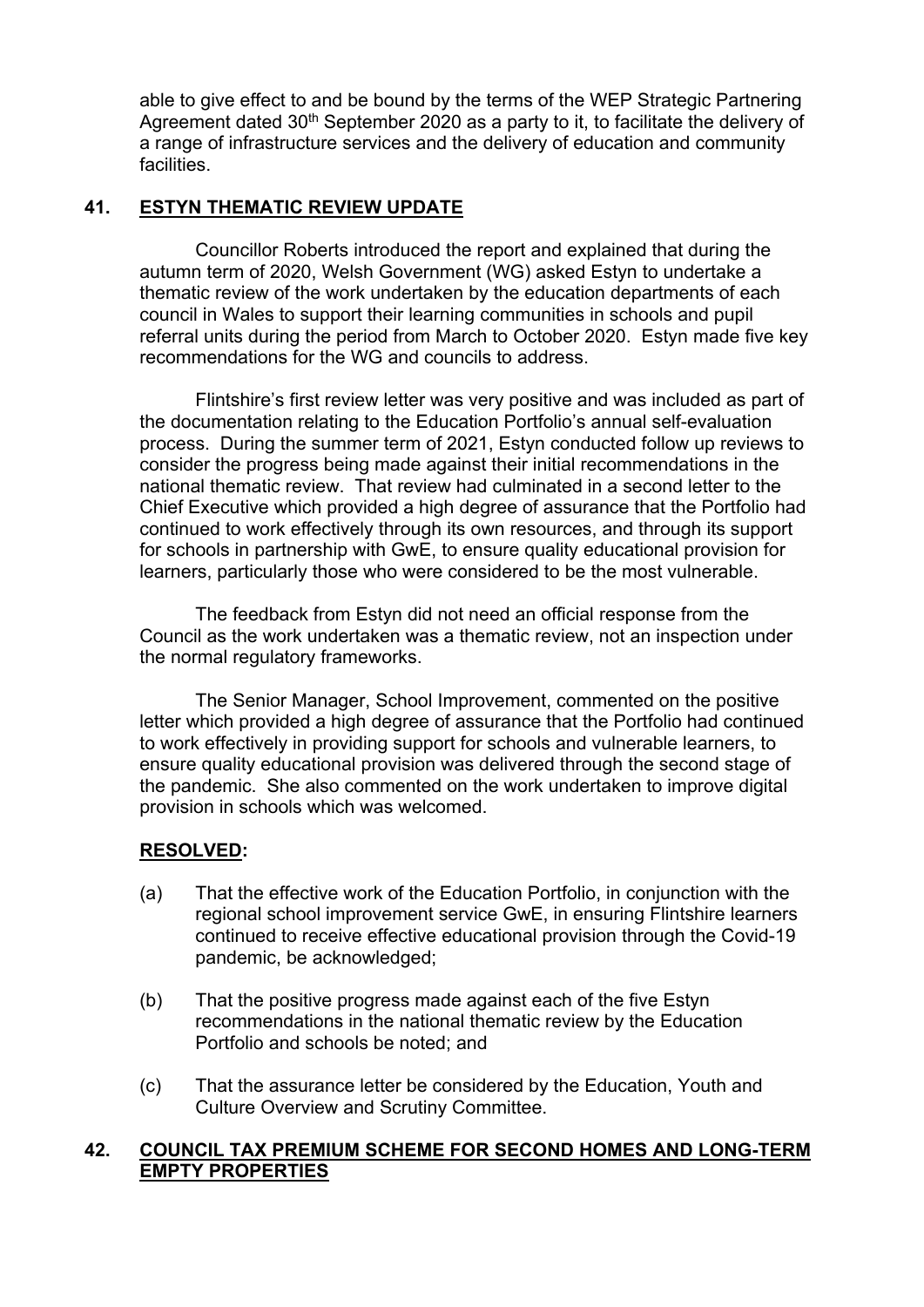able to give effect to and be bound by the terms of the WEP Strategic Partnering Agreement dated 30th September 2020 as a party to it, to facilitate the delivery of a range of infrastructure services and the delivery of education and community facilities.

## 41. <u>ESTYN THEMATIC REVIEW UPDATE</u>

Councillor Roberts introduced the report and explained that during the autumn term of 2020, Welsh Government (WG) asked Estyn to undertake a thematic review of the work undertaken by the education departments of each council in Wales to support their learning communities in schools and pupil referral units during the period from March to October 2020. Estyn made five key recommendations for the WG and councils to address.

Flintshire's first review letter was very positive and was included as part of the documentation relating to the Education Portfolio's annual self-evaluation process. During the summer term of 2021, Estyn conducted follow up reviews to consider the progress being made against their initial recommendations in the national thematic review. That review had culminated in a second letter to the Chief Executive which provided a high degree of assurance that the Portfolio had continued to work effectively through its own resources, and through its support for schools in partnership with GwE, to ensure quality educational provision for learners, particularly those who were considered to be the most vulnerable.

The feedback from Estyn did not need an official response from the Council as the work undertaken was a thematic review, not an inspection under the normal regulatory frameworks.

The Senior Manager, School Improvement, commented on the positive letter which provided a high degree of assurance that the Portfolio had continued to work effectively in providing support for schools and vulnerable learners, to ensure quality educational provision was delivered through the second stage of the pandemic. She also commented on the work undertaken to improve digital provision in schools which was welcomed.

**<u>RESOLVED</u>:**

(a) That the effective work of the Education Portfolio, in conjunction with the regional school improvement service GwE, in ensuring Flintshire learners continued to receive effective educational provision through the Covid-19 pandemic, be acknowledged;

(b) That the positive progress made against each of the five Estyn recommendations in the national thematic review by the Education Portfolio and schools be noted; and

(c) That the assurance letter be considered by the Education, Youth and Culture Overview and Scrutiny Committee.

## 42. <u>COUNCIL TAX PREMIUM SCHEME FOR SECOND HOMES AND LONG-TERM EMPTY PROPERTIES</u>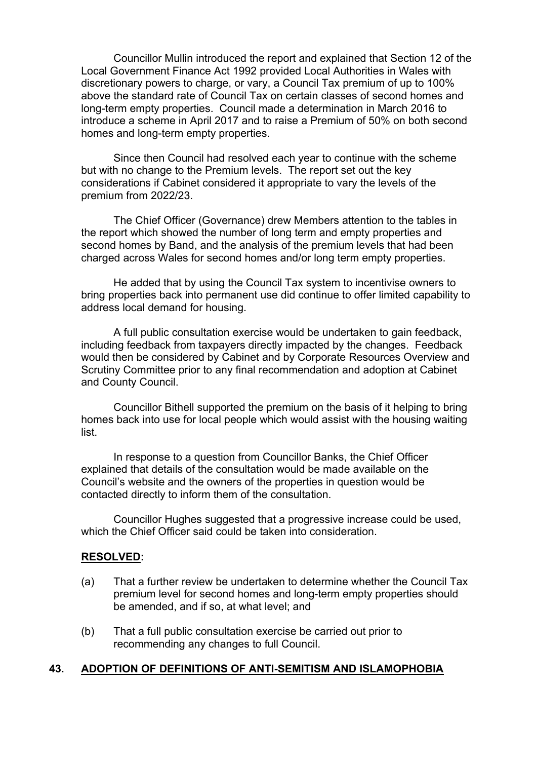Councillor Mullin introduced the report and explained that Section 12 of the Local Government Finance Act 1992 provided Local Authorities in Wales with discretionary powers to charge, or vary, a Council Tax premium of up to 100% above the standard rate of Council Tax on certain classes of second homes and long-term empty properties. Council made a determination in March 2016 to introduce a scheme in April 2017 and to raise a Premium of 50% on both second homes and long-term empty properties.

Since then Council had resolved each year to continue with the scheme but with no change to the Premium levels. The report set out the key considerations if Cabinet considered it appropriate to vary the levels of the premium from 2022/23.

The Chief Officer (Governance) drew Members attention to the tables in the report which showed the number of long term and empty properties and second homes by Band, and the analysis of the premium levels that had been charged across Wales for second homes and/or long term empty properties.

He added that by using the Council Tax system to incentivise owners to bring properties back into permanent use did continue to offer limited capability to address local demand for housing.

A full public consultation exercise would be undertaken to gain feedback, including feedback from taxpayers directly impacted by the changes. Feedback would then be considered by Cabinet and by Corporate Resources Overview and Scrutiny Committee prior to any final recommendation and adoption at Cabinet and County Council.

Councillor Bithell supported the premium on the basis of it helping to bring homes back into use for local people which would assist with the housing waiting list.

In response to a question from Councillor Banks, the Chief Officer explained that details of the consultation would be made available on the Council's website and the owners of the properties in question would be contacted directly to inform them of the consultation.

Councillor Hughes suggested that a progressive increase could be used, which the Chief Officer said could be taken into consideration.

**RESOLVED:**

(a) That a further review be undertaken to determine whether the Council Tax premium level for second homes and long-term empty properties should be amended, and if so, at what level; and

(b) That a full public consultation exercise be carried out prior to recommending any changes to full Council.

## 43. ADOPTION OF DEFINITIONS OF ANTI-SEMITISM AND ISLAMOPHOBIA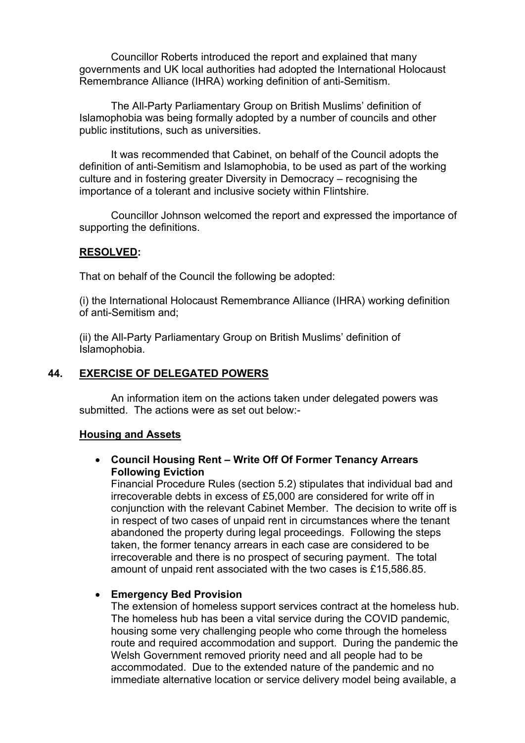Councillor Roberts introduced the report and explained that many governments and UK local authorities had adopted the International Holocaust Remembrance Alliance (IHRA) working definition of anti-Semitism.

The All-Party Parliamentary Group on British Muslims' definition of Islamophobia was being formally adopted by a number of councils and other public institutions, such as universities.

It was recommended that Cabinet, on behalf of the Council adopts the definition of anti-Semitism and Islamophobia, to be used as part of the working culture and in fostering greater Diversity in Democracy – recognising the importance of a tolerant and inclusive society within Flintshire.

Councillor Johnson welcomed the report and expressed the importance of supporting the definitions.

**RESOLVED:**

That on behalf of the Council the following be adopted:

(i) the International Holocaust Remembrance Alliance (IHRA) working definition of anti-Semitism and;

(ii) the All-Party Parliamentary Group on British Muslims' definition of Islamophobia.

## 44. EXERCISE OF DELEGATED POWERS

An information item on the actions taken under delegated powers was submitted. The actions were as set out below:-

**Housing and Assets**

- **Council Housing Rent – Write Off Of Former Tenancy Arrears Following Eviction**
  Financial Procedure Rules (section 5.2) stipulates that individual bad and irrecoverable debts in excess of £5,000 are considered for write off in conjunction with the relevant Cabinet Member. The decision to write off is in respect of two cases of unpaid rent in circumstances where the tenant abandoned the property during legal proceedings. Following the steps taken, the former tenancy arrears in each case are considered to be irrecoverable and there is no prospect of securing payment. The total amount of unpaid rent associated with the two cases is £15,586.85.

- **Emergency Bed Provision**
  The extension of homeless support services contract at the homeless hub. The homeless hub has been a vital service during the COVID pandemic, housing some very challenging people who come through the homeless route and required accommodation and support. During the pandemic the Welsh Government removed priority need and all people had to be accommodated. Due to the extended nature of the pandemic and no immediate alternative location or service delivery model being available, a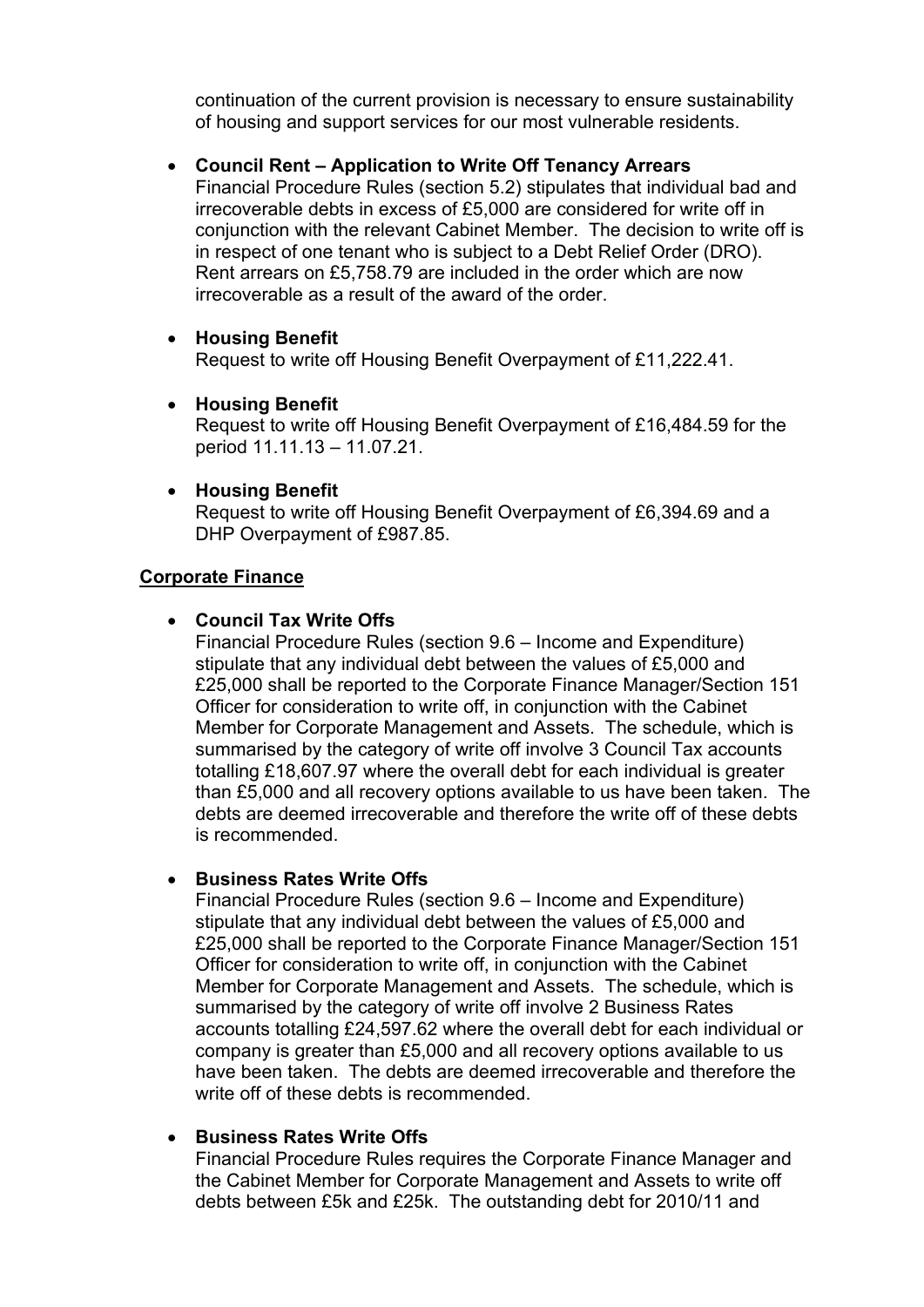continuation of the current provision is necessary to ensure sustainability of housing and support services for our most vulnerable residents.

- **Council Rent – Application to Write Off Tenancy Arrears**
  Financial Procedure Rules (section 5.2) stipulates that individual bad and irrecoverable debts in excess of £5,000 are considered for write off in conjunction with the relevant Cabinet Member. The decision to write off is in respect of one tenant who is subject to a Debt Relief Order (DRO). Rent arrears on £5,758.79 are included in the order which are now irrecoverable as a result of the award of the order.

- **Housing Benefit**
  Request to write off Housing Benefit Overpayment of £11,222.41.

- **Housing Benefit**
  Request to write off Housing Benefit Overpayment of £16,484.59 for the period 11.11.13 – 11.07.21.

- **Housing Benefit**
  Request to write off Housing Benefit Overpayment of £6,394.69 and a DHP Overpayment of £987.85.

**Corporate Finance**

- **Council Tax Write Offs**
  Financial Procedure Rules (section 9.6 – Income and Expenditure) stipulate that any individual debt between the values of £5,000 and £25,000 shall be reported to the Corporate Finance Manager/Section 151 Officer for consideration to write off, in conjunction with the Cabinet Member for Corporate Management and Assets. The schedule, which is summarised by the category of write off involve 3 Council Tax accounts totalling £18,607.97 where the overall debt for each individual is greater than £5,000 and all recovery options available to us have been taken. The debts are deemed irrecoverable and therefore the write off of these debts is recommended.

- **Business Rates Write Offs**
  Financial Procedure Rules (section 9.6 – Income and Expenditure) stipulate that any individual debt between the values of £5,000 and £25,000 shall be reported to the Corporate Finance Manager/Section 151 Officer for consideration to write off, in conjunction with the Cabinet Member for Corporate Management and Assets. The schedule, which is summarised by the category of write off involve 2 Business Rates accounts totalling £24,597.62 where the overall debt for each individual or company is greater than £5,000 and all recovery options available to us have been taken. The debts are deemed irrecoverable and therefore the write off of these debts is recommended.

- **Business Rates Write Offs**
  Financial Procedure Rules requires the Corporate Finance Manager and the Cabinet Member for Corporate Management and Assets to write off debts between £5k and £25k. The outstanding debt for 2010/11 and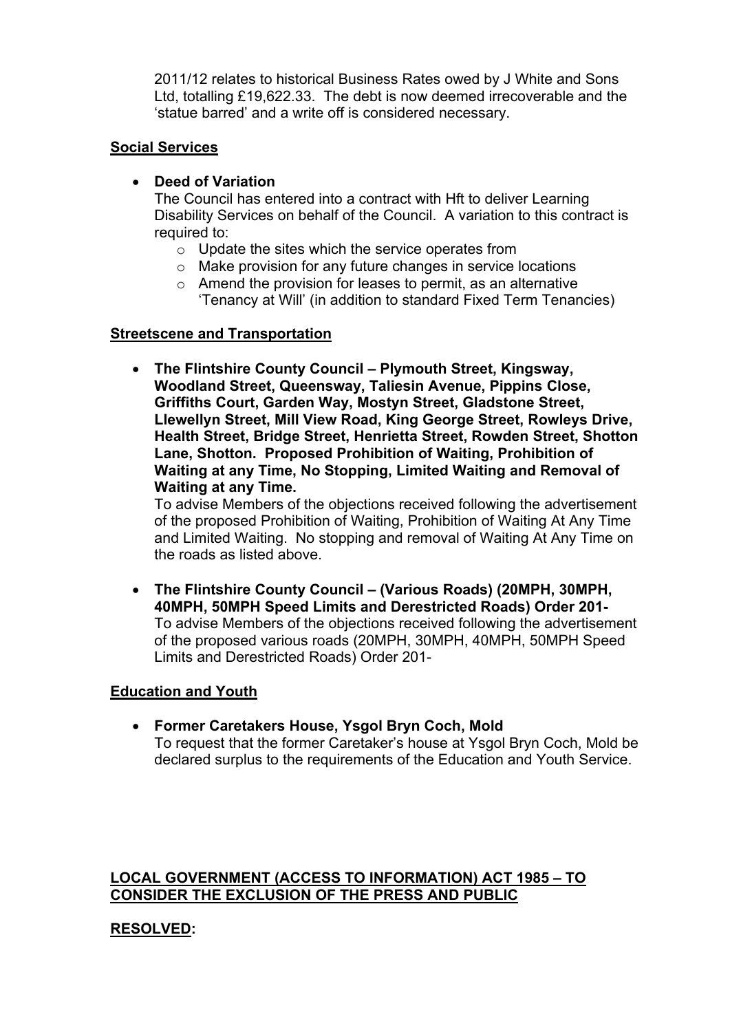2011/12 relates to historical Business Rates owed by J White and Sons Ltd, totalling £19,622.33. The debt is now deemed irrecoverable and the 'statue barred' and a write off is considered necessary.

**Social Services**

- **Deed of Variation**
  The Council has entered into a contract with Hft to deliver Learning Disability Services on behalf of the Council. A variation to this contract is required to:
  - Update the sites which the service operates from
  - Make provision for any future changes in service locations
  - Amend the provision for leases to permit, as an alternative 'Tenancy at Will' (in addition to standard Fixed Term Tenancies)

**Streetscene and Transportation**

- **The Flintshire County Council – Plymouth Street, Kingsway, Woodland Street, Queensway, Taliesin Avenue, Pippins Close, Griffiths Court, Garden Way, Mostyn Street, Gladstone Street, Llewellyn Street, Mill View Road, King George Street, Rowleys Drive, Health Street, Bridge Street, Henrietta Street, Rowden Street, Shotton Lane, Shotton. Proposed Prohibition of Waiting, Prohibition of Waiting at any Time, No Stopping, Limited Waiting and Removal of Waiting at any Time.**
  To advise Members of the objections received following the advertisement of the proposed Prohibition of Waiting, Prohibition of Waiting At Any Time and Limited Waiting. No stopping and removal of Waiting At Any Time on the roads as listed above.

- **The Flintshire County Council – (Various Roads) (20MPH, 30MPH, 40MPH, 50MPH Speed Limits and Derestricted Roads) Order 201-**
  To advise Members of the objections received following the advertisement of the proposed various roads (20MPH, 30MPH, 40MPH, 50MPH Speed Limits and Derestricted Roads) Order 201-

**Education and Youth**

- **Former Caretakers House, Ysgol Bryn Coch, Mold**
  To request that the former Caretaker's house at Ysgol Bryn Coch, Mold be declared surplus to the requirements of the Education and Youth Service.

**LOCAL GOVERNMENT (ACCESS TO INFORMATION) ACT 1985 – TO CONSIDER THE EXCLUSION OF THE PRESS AND PUBLIC**

**RESOLVED:**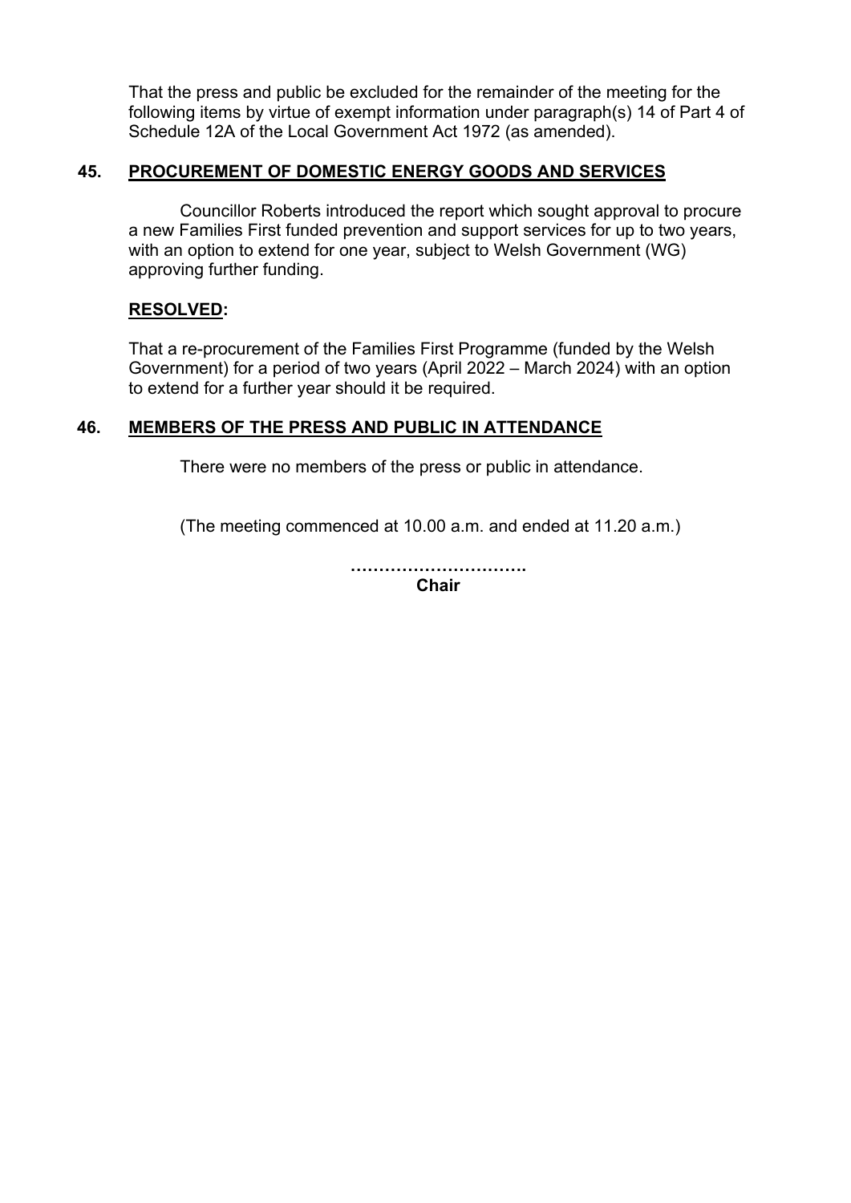That the press and public be excluded for the remainder of the meeting for the following items by virtue of exempt information under paragraph(s) 14 of Part 4 of Schedule 12A of the Local Government Act 1972 (as amended).

## 45. PROCUREMENT OF DOMESTIC ENERGY GOODS AND SERVICES

Councillor Roberts introduced the report which sought approval to procure a new Families First funded prevention and support services for up to two years, with an option to extend for one year, subject to Welsh Government (WG) approving further funding.

**RESOLVED:**

That a re-procurement of the Families First Programme (funded by the Welsh Government) for a period of two years (April 2022 – March 2024) with an option to extend for a further year should it be required.

## 46. MEMBERS OF THE PRESS AND PUBLIC IN ATTENDANCE

There were no members of the press or public in attendance.

(The meeting commenced at 10.00 a.m. and ended at 11.20 a.m.)

**………………………….**
**Chair**